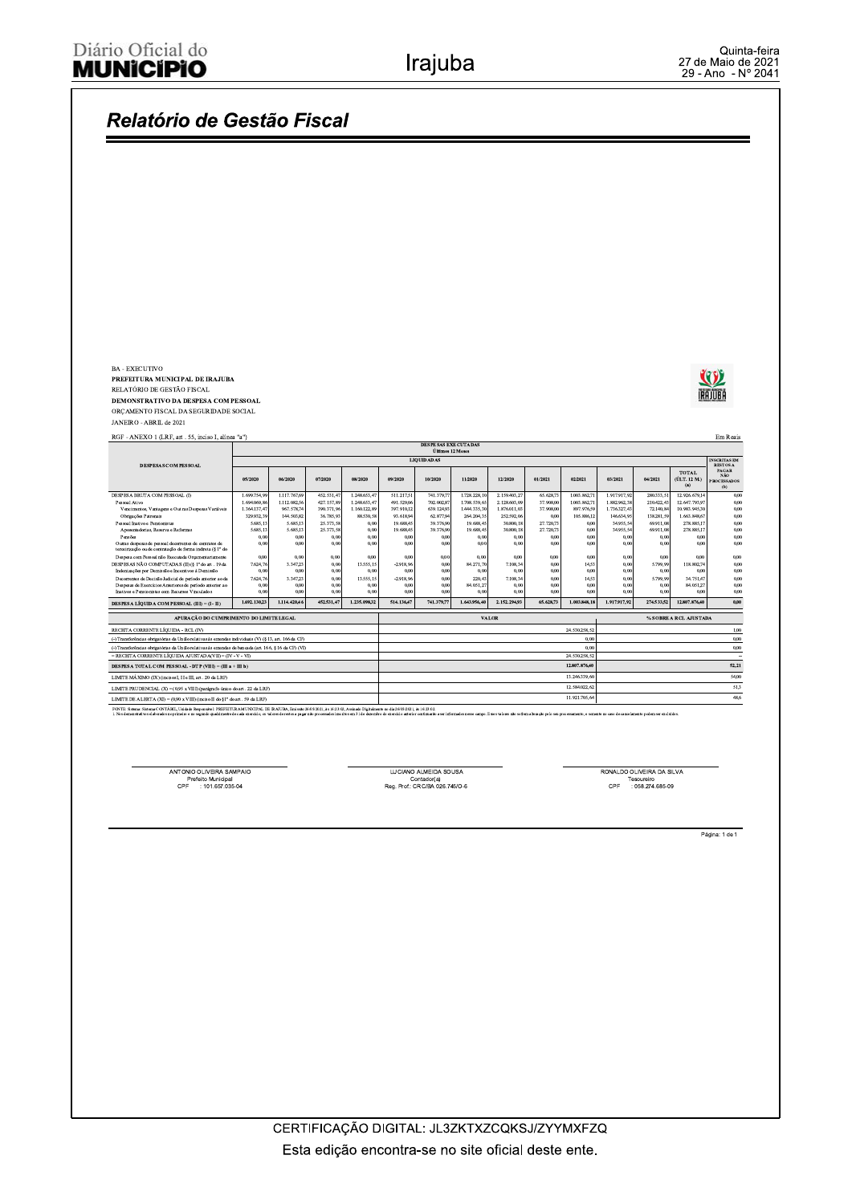## Relatório de Gestão Fiscal

BA - EXECUTIVO
**PREFEITURA MUNICIPAL DE IRAJUBA**
RELATÓRIO DE GESTÃO FISCAL
**DEMONSTRATIVO DA DESPESA COM PESSOAL**
ORÇAMENTO FISCAL DA SEGURIDADE SOCIAL
JANEIRO - ABRIL de 2021

RGF - ANEXO 1 (LRF, art. 55, inciso I, alínea "a") Em Reais

| DESPESAS COM PESSOAL | DESPESAS EXECUTADAS Últimos 12 Meses | | | | | | | | | | | | | |
|---|---|---|---|---|---|---|---|---|---|---|---|---|---|---|
| | LIQUIDADAS | | | | | | | | | | | | | INSCRITAS EM RESTOS A PAGAR NÃO PROCESSADOS (b) |
| | 05/2020 | 06/2020 | 07/2020 | 08/2020 | 09/2020 | 10/2020 | 11/2020 | 12/2020 | 01/2021 | 02/2021 | 03/2021 | 04/2021 | TOTAL (ÚLT. 12 M.) (a) | |
| DESPESA BRUTA COM PESSOAL (I) | 1.699.754,99 | 1.117.767,69 | 452.531,47 | 1.248.653,47 | 511.217,51 | 741.379,77 | 1.728.228,10 | 2.159.403,27 | 65.628,73 | 1.003.862,71 | 1.917.917,92 | 280.333,51 | 12.926.679,14 | 0,00 |
| Pessoal Ativo | 1.694.069,86 | 1.112.082,56 | 427.157,89 | 1.248.653,47 | 491.529,06 | 702.002,87 | 1.708.539,65 | 2.128.603,09 | 37.908,00 | 1.003.862,71 | 1.882.962,38 | 210.422,43 | 12.647.793,97 | 0,00 |
| Vencimentos, Vantagens e Outras Despesas Variáveis | 1.364.137,47 | 967.578,74 | 390.371,96 | 1.160.122,89 | 397.910,12 | 639.124,93 | 1.444.335,30 | 1.876.011,03 | 37.908,00 | 897.976,59 | 1.736.327,43 | 72.140,84 | 10.983.945,30 | 0,00 |
| Obrigações Patronais | 329.932,39 | 144.503,82 | 36.785,93 | 88.530,58 | 93.618,94 | 62.877,94 | 264.204,35 | 252.592,06 | 0,00 | 105.886,12 | 146.634,95 | 138.281,59 | 1.663.848,67 | 0,00 |
| Pessoal Inativo e Pensionistas | 5.685,13 | 5.685,13 | 25.373,58 | 0,00 | 19.688,45 | 39.376,90 | 19.688,45 | 30800,18 | 27.720,73 | 0,00 | 34.955,54 | 69.911,08 | 278.885,17 | 0,00 |
| Aposentadorias, Reserva e Reformas | 5.685,13 | 5.685,13 | 25.373,58 | 0,00 | 19.688,45 | 39.376,90 | 19.688,45 | 30800,18 | 27.720,73 | 0,00 | 34.955,54 | 69.911,08 | 278.885,17 | 0,00 |
| Pensões | 0,00 | 0,00 | 0,00 | 0,00 | 0,00 | 0,00 | 0,00 | 0,00 | 0,00 | 0,00 | 0,00 | 0,00 | 0,00 | 0,00 |
| Outras despesas de pessoal decorrentes de contratos de terceirização ou de contratação de forma indireta (§ 1º do | 0,00 | 0,00 | 0,00 | 0,00 | 0,00 | 0,00 | 0,00 | 0,00 | 0,00 | 0,00 | 0,00 | 0,00 | 0,00 | 0,00 |
| Despesa com Pessoal não Executada Orçamentariamente | 0,00 | 0,00 | 0,00 | 0,00 | 0,00 | 0,00 | 0,00 | 0,00 | 0,00 | 0,00 | 0,00 | 0,00 | 0,00 | 0,00 |
| DESPESAS NÃO COMPUTADAS (II) (§ 1º do art. 19 da | 7.624,76 | 3.347,23 | 0,00 | 13.555,15 | -2.918,96 | 0,00 | 84.271,70 | 7.108,34 | 0,00 | 14,53 | 0,00 | 5.799,99 | 118.802,74 | 0,00 |
| Indenizações por Demissão e Incentivos à Demissão | 0,00 | 0,00 | 0,00 | 0,00 | 0,00 | 0,00 | 0,00 | 0,00 | 0,00 | 0,00 | 0,00 | 0,00 | 0,00 | 0,00 |
| Decorrentes de Decisão Judicial de período anterior ao da | 7.624,76 | 3.347,23 | 0,00 | 13.555,15 | -2.918,96 | 0,00 | 220,43 | 7.108,34 | 0,00 | 14,53 | 0,00 | 5.799,99 | 34.751,47 | 0,00 |
| Despesas de Exercícios Anteriores de período anterior ao | 0,00 | 0,00 | 0,00 | 0,00 | 0,00 | 0,00 | 84.051,27 | 0,00 | 0,00 | 0,00 | 0,00 | 0,00 | 84.051,27 | 0,00 |
| Inativos e Pensionistas com Recursos Vinculados | 0,00 | 0,00 | 0,00 | 0,00 | 0,00 | 0,00 | 0,00 | 0,00 | 0,00 | 0,00 | 0,00 | 0,00 | 0,00 | 0,00 |
| **DESPESA LÍQUIDA COM PESSOAL (III) = (I - II)** | **1.692.130,23** | **1.114.420,46** | **452.531,47** | **1.235.098,32** | **514.136,47** | **741.379,77** | **1.643.956,40** | **2.152.294,93** | **65.628,73** | **1.003.848,18** | **1.917.917,92** | **274.533,52** | **12.807.876,40** | **0,00** |

| APURAÇÃO DO CUMPRIMENTO DO LIMITE LEGAL | VALOR | % SOBRE A RCL AJUSTADA |
|---|---|---|
| RECEITA CORRENTE LÍQUIDA - RCL (IV) | 24.530.258,52 | 1,00 |
| (-) Transferências obrigatórias da União relativas às emendas individuais (V) (§ 13, art. 166 da CF) | 0,00 | 0,00 |
| (-) Transferências obrigatórias da União relativas às emendas de bancada (art. 166, § 16 da CF) (VI) | 0,00 | 0,00 |
| = RECEITA CORRENTE LÍQUIDA AJUSTADA (VII) = (IV - V - VI) | 24.530.258,52 | -- |
| **DESPESA TOTAL COM PESSOAL - DTP (VIII) = (III a + III b)** | **12.807.876,40** | **52,21** |
| LIMITE MÁXIMO (IX) (incisos I, II e III, art. 20 da LRF) | 13.246.339,60 | 54,00 |
| LIMITE PRUDENCIAL (X) = (0,95 x VIII) (parágrafo único do art. 22 da LRF) | 12.584.022,62 | 51,3 |
| LIMITE DE ALERTA (XI) = (0,90 x VIII) (inciso II do §1º do art. 59 da LRF) | 11.921.705,64 | 48,6 |

FONTE: Sistema: Sistema CONTABIL, Unidade Responsável: PREFEITURA MUNICIPAL DE IRAJUBA, Emissão 26/05/2021, às 16:23:02, Assinado Digitalmente no dia 26/05/2021, às 16:23:02.
1. Nos demonstrativos elaborados no primeiro e no segundo quadrimestre de cada exercício, os valores de restos a pagar não processados (inscritos em 31 de dezembro do exercício anterior conforme auto informados nesse campo. Esses valores são sofrem alteração pelo seu processamento, e somente no caso de cancelamento poderão ser excluídos.

ANTONIO OLIVEIRA SAMPAIO
Prefeito Municipal
CPF : 101.657.035-04

LUCIANO ALMEIDA SOUSA
Contador(a)
Reg. Prof.: CRC/BA 026.745/O-6

RONALDO OLIVEIRA DA SILVA
Tesoureiro
CPF : 058.274.685-09

Página: 1 de 1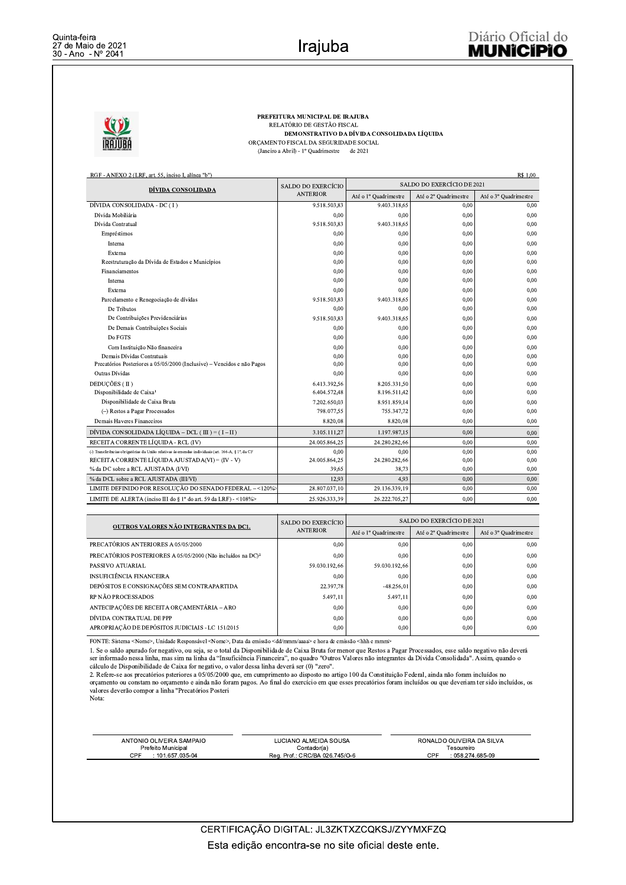**PREFEITURA MUNICIPAL DE IRAJUBA**
RELATÓRIO DE GESTÃO FISCAL
**DEMONSTRATIVO DA DÍVIDA CONSOLIDADA LÍQUIDA**
ORÇAMENTO FISCAL DA SEGURIDADE SOCIAL
(Janeiro a Abril) - 1º Quadrimestre de 2021

RGF - ANEXO 2 (LRF, art. 55, inciso I, alínea "b") R$ 1,00

| DÍVIDA CONSOLIDADA | SALDO DO EXERCÍCIO ANTERIOR | SALDO DO EXERCÍCIO DE 2021 | | |
|---|---|---|---|---|
| | | Até o 1º Quadrimestre | Até o 2º Quadrimestre | Até o 3º Quadrimestre |
| DÍVIDA CONSOLIDADA - DC ( I ) | 9.518.503,83 | 9.403.318,65 | 0,00 | 0,00 |
| Dívida Mobiliária | 0,00 | 0,00 | 0,00 | 0,00 |
| Dívida Contratual | 9.518.503,83 | 9.403.318,65 | 0,00 | 0,00 |
| Empréstimos | 0,00 | 0,00 | 0,00 | 0,00 |
| Interna | 0,00 | 0,00 | 0,00 | 0,00 |
| Externa | 0,00 | 0,00 | 0,00 | 0,00 |
| Reestruturação da Dívida de Estados e Municípios | 0,00 | 0,00 | 0,00 | 0,00 |
| Financiamentos | 0,00 | 0,00 | 0,00 | 0,00 |
| Interna | 0,00 | 0,00 | 0,00 | 0,00 |
| Externa | 0,00 | 0,00 | 0,00 | 0,00 |
| Parcelamento e Renegociação de dívidas | 9.518.503,83 | 9.403.318,65 | 0,00 | 0,00 |
| De Tributos | 0,00 | 0,00 | 0,00 | 0,00 |
| De Contribuições Previdenciárias | 9.518.503,83 | 9.403.318,65 | 0,00 | 0,00 |
| De Demais Contribuições Sociais | 0,00 | 0,00 | 0,00 | 0,00 |
| Do FGTS | 0,00 | 0,00 | 0,00 | 0,00 |
| Com Instituição Não financeira | 0,00 | 0,00 | 0,00 | 0,00 |
| Demais Dívidas Contratuais | 0,00 | 0,00 | 0,00 | 0,00 |
| Precatórios Posteriores a 05/05/2000 (Inclusive) – Vencidos e não Pagos | 0,00 | 0,00 | 0,00 | 0,00 |
| Outras Dívidas | 0,00 | 0,00 | 0,00 | 0,00 |
| DEDUÇÕES ( II ) | 6.413.392,56 | 8.205.331,50 | 0,00 | 0,00 |
| Disponibilidade de Caixa[1] | 6.404.572,48 | 8.196.511,42 | 0,00 | 0,00 |
| Disponibilidade de Caixa Bruta | 7.202.650,03 | 8.951.859,14 | 0,00 | 0,00 |
| (–) Restos a Pagar Processados | 798.077,55 | 755.347,72 | 0,00 | 0,00 |
| Demais Haveres Financeiros | 8.820,08 | 8.820,08 | 0,00 | 0,00 |
| DÍVIDA CONSOLIDADA LÍQUIDA – DCL ( III ) = ( I – II ) | 3.105.111,27 | 1.197.987,15 | 0,00 | 0,00 |
| RECEITA CORRENTE LÍQUIDA - RCL (IV) | 24.005.864,25 | 24.280.282,66 | 0,00 | 0,00 |
| (-) Transferências obrigatórias da União relativas às emendas individuais (art. 166-A, § 1º, da CF | 0,00 | 0,00 | 0,00 | 0,00 |
| RECEITA CORRENTE LÍQUIDA AJUSTADA(VI) = (IV - V) | 24.005.864,25 | 24.280.282,66 | 0,00 | 0,00 |
| % da DC sobre a RCL AJUSTADA (I/VI) | 39,65 | 38,73 | 0,00 | 0,00 |
| % da DCL sobre a RCL AJUSTADA (III/VI) | 12,93 | 4,93 | 0,00 | 0,00 |
| LIMITE DEFINIDO POR RESOLUÇÃO DO SENADO FEDERAL – <120%> | 28.807.037,10 | 29.136.339,19 | 0,00 | 0,00 |
| LIMITE DE ALERTA (inciso III do § 1º do art. 59 da LRF) - <108%> | 25.926.333,39 | 26.222.705,27 | 0,00 | 0,00 |

| OUTROS VALORES NÃO INTEGRANTES DA DCL | SALDO DO EXERCÍCIO ANTERIOR | SALDO DO EXERCÍCIO DE 2021 | | |
|---|---|---|---|---|
| | | Até o 1º Quadrimestre | Até o 2º Quadrimestre | Até o 3º Quadrimestre |
| PRECATÓRIOS ANTERIORES A 05/05/2000 | 0,00 | 0,00 | 0,00 | 0,00 |
| PRECATÓRIOS POSTERIORES A 05/05/2000 (Não incluídos na DC)[2] | 0,00 | 0,00 | 0,00 | 0,00 |
| PASSIVO ATUARIAL | 59.030.192,66 | 59.030.192,66 | 0,00 | 0,00 |
| INSUFICIÊNCIA FINANCEIRA | 0,00 | 0,00 | 0,00 | 0,00 |
| DEPÓSITOS E CONSIGNAÇÕES SEM CONTRAPARTIDA | 22.397,78 | -48.256,01 | 0,00 | 0,00 |
| RP NÃO PROCESSADOS | 5.497,11 | 5.497,11 | 0,00 | 0,00 |
| ANTECIPAÇÕES DE RECEITA ORÇAMENTÁRIA – ARO | 0,00 | 0,00 | 0,00 | 0,00 |
| DÍVIDA CONTRATUAL DE PPP | 0,00 | 0,00 | 0,00 | 0,00 |
| APROPRIAÇÃO DE DEPÓSITOS JUDICIAIS - LC 151/2015 | 0,00 | 0,00 | 0,00 | 0,00 |

FONTE: Sistema <Nome>, Unidade Responsável <Nome>, Data da emissão <dd/mmm/aaaa> e hora de emissão <hhh e mmm>

1. Se o saldo apurado for negativo, ou seja, se o total da Disponibilidade de Caixa Bruta for menor que Restos a Pagar Processados, esse saldo negativo não deverá ser informado nessa linha, mas sim na linha da "Insuficiência Financeira", no quadro "Outros Valores não integrantes da Dívida Consolidada". Assim, quando o cálculo de Disponibilidade de Caixa for negativo, o valor dessa linha deverá ser (0) "zero".

2. Refere-se aos precatórios psteriores a 05/05/2000 que, em cumprimento ao disposto no artigo 100 da Constituição Federal, ainda não foram incluídos no orçamento ou constam no orçamento e ainda não foram pagos. Ao final do exercício em que esses precatórios foram incluídos ou que deveriam ter sido incluídos, os valores deverão compor a linha "Precatórios Posteri

Nota:

| ANTONIO OLIVEIRA SAMPAIO | LUCIANO ALMEIDA SOUSA | RONALDO OLIVEIRA DA SILVA |
|---|---|---|
| Prefeito Municipal | Contador(a) | Tesoureiro |
| CPF : 101.657.035-04 | Reg. Prof.: CRC/BA 026.745/O-6 | CPF : 058.274.685-09 |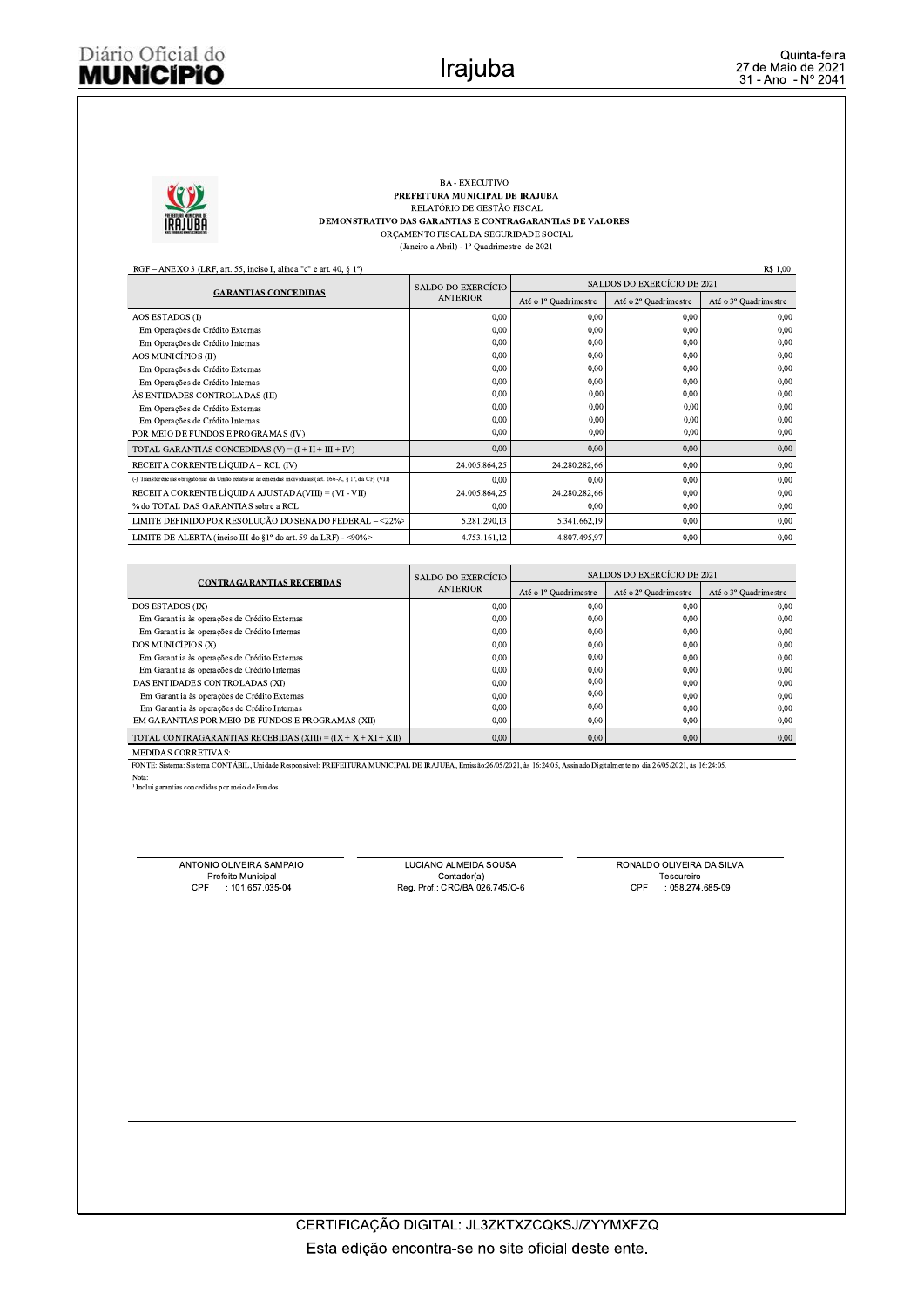BA - EXECUTIVO

**PREFEITURA MUNICIPAL DE IRAJUBA**

RELATÓRIO DE GESTÃO FISCAL

**DEMONSTRATIVO DAS GARANTIAS E CONTRAGARANTIAS DE VALORES**

ORÇAMENTO FISCAL DA SEGURIDADE SOCIAL

(Janeiro a Abril) - 1º Quadrimestre de 2021

RGF – ANEXO 3 (LRF, art. 55, inciso I, alínea "c" e art. 40, § 1º) R$ 1,00

| GARANTIAS CONCEDIDAS | SALDO DO EXERCÍCIO ANTERIOR | SALDOS DO EXERCÍCIO DE 2021 | | |
|---|---|---|---|---|
| | | Até o 1º Quadrimestre | Até o 2º Quadrimestre | Até o 3º Quadrimestre |
| AOS ESTADOS (I) | 0,00 | 0,00 | 0,00 | 0,00 |
| Em Operações de Crédito Externas | 0,00 | 0,00 | 0,00 | 0,00 |
| Em Operações de Crédito Internas | 0,00 | 0,00 | 0,00 | 0,00 |
| AOS MUNICÍPIOS (II) | 0,00 | 0,00 | 0,00 | 0,00 |
| Em Operações de Crédito Externas | 0,00 | 0,00 | 0,00 | 0,00 |
| Em Operações de Crédito Internas | 0,00 | 0,00 | 0,00 | 0,00 |
| ÀS ENTIDADES CONTROLADAS (III) | 0,00 | 0,00 | 0,00 | 0,00 |
| Em Operações de Crédito Externas | 0,00 | 0,00 | 0,00 | 0,00 |
| Em Operações de Crédito Internas | 0,00 | 0,00 | 0,00 | 0,00 |
| POR MEIO DE FUNDOS E PROGRAMAS (IV) | 0,00 | 0,00 | 0,00 | 0,00 |
| TOTAL GARANTIAS CONCEDIDAS (V) = (I + II + III + IV) | 0,00 | 0,00 | 0,00 | 0,00 |
| RECEITA CORRENTE LÍQUIDA – RCL (IV) | 24.005.864,25 | 24.280.282,66 | 0,00 | 0,00 |
| (-) Transferências obrigatórias da União relativas às emendas individuais (art. 166-A, § 1º, da CF) (VII) | 0,00 | 0,00 | 0,00 | 0,00 |
| RECEITA CORRENTE LÍQUIDA AJUSTADA(VIII) = (VI - VII) | 24.005.864,25 | 24.280.282,66 | 0,00 | 0,00 |
| % do TOTAL DAS GARANTIAS sobre a RCL | 0,00 | 0,00 | 0,00 | 0,00 |
| LIMITE DEFINIDO POR RESOLUÇÃO DO SENADO FEDERAL – <22%> | 5.281.290,13 | 5.341.662,19 | 0,00 | 0,00 |
| LIMITE DE ALERTA (inciso III do §1º do art. 59 da LRF) - <90%> | 4.753.161,12 | 4.807.495,97 | 0,00 | 0,00 |

| CONTRAGARANTIAS RECEBIDAS | SALDO DO EXERCÍCIO ANTERIOR | SALDOS DO EXERCÍCIO DE 2021 | | |
|---|---|---|---|---|
| | | Até o 1º Quadrimestre | Até o 2º Quadrimestre | Até o 3º Quadrimestre |
| DOS ESTADOS (IX) | 0,00 | 0,00 | 0,00 | 0,00 |
| Em Garant ia às operações de Crédito Externas | 0,00 | 0,00 | 0,00 | 0,00 |
| Em Garant ia às operações de Crédito Internas | 0,00 | 0,00 | 0,00 | 0,00 |
| DOS MUNICÍPIOS (X) | 0,00 | 0,00 | 0,00 | 0,00 |
| Em Garant ia às operações de Crédito Externas | 0,00 | 0,00 | 0,00 | 0,00 |
| Em Garant ia às operações de Crédito Internas | 0,00 | 0,00 | 0,00 | 0,00 |
| DAS ENTIDADES CONTROLADAS (XI) | 0,00 | 0,00 | 0,00 | 0,00 |
| Em Garant ia às operações de Crédito Externas | 0,00 | 0,00 | 0,00 | 0,00 |
| Em Garant ia às operações de Crédito Internas | 0,00 | 0,00 | 0,00 | 0,00 |
| EM GARANTIAS POR MEIO DE FUNDOS E PROGRAMAS (XII) | 0,00 | 0,00 | 0,00 | 0,00 |
| TOTAL CONTRAGARANTIAS RECEBIDAS (XIII) = (IX + X + XI + XII) | 0,00 | 0,00 | 0,00 | 0,00 |

MEDIDAS CORRETIVAS:

FONTE: Sistema: Sistema CONTÁBIL, Unidade Responsável: PREFEITURA MUNICIPAL DE IRAJUBA, Emissão:26/05/2021, às 16:24:05, Assinado Digitalmente no dia 26/05/2021, às 16:24:05.

Nota:

[1] Inclui garantias concedidas por meio de Fundos.

ANTONIO OLIVEIRA SAMPAIO
Prefeito Municipal
CPF : 101.657.035-04

LUCIANO ALMEIDA SOUSA
Contador(a)
Reg. Prof.: CRC/BA 026.745/O-6

RONALDO OLIVEIRA DA SILVA
Tesoureiro
CPF : 058.274.685-09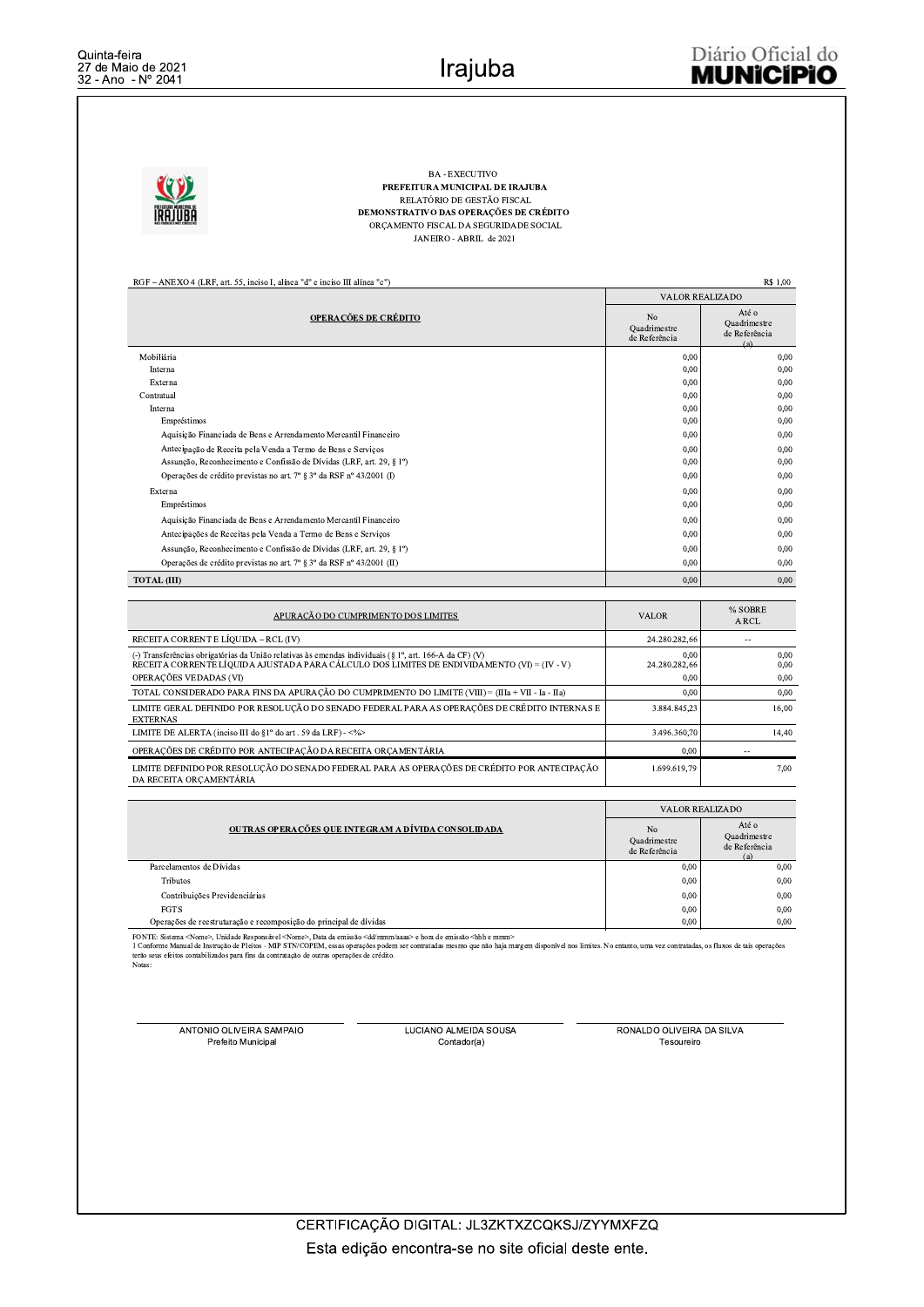BA - EXECUTIVO
**PREFEITURA MUNICIPAL DE IRAJUBA**
RELATÓRIO DE GESTÃO FISCAL
**DEMONSTRATIVO DAS OPERAÇÕES DE CRÉDITO**
ORÇAMENTO FISCAL DA SEGURIDADE SOCIAL
JANEIRO - ABRIL de 2021

RGF – ANEXO 4 (LRF, art. 55, inciso I, alínea "d" e inciso III alínea "c") R$ 1,00

| OPERAÇÕES DE CRÉDITO | VALOR REALIZADO | |
|---|---|---|
| | No Quadrimestre de Referência | Até o Quadrimestre de Referência (a) |
| Mobiliária | 0,00 | 0,00 |
| Interna | 0,00 | 0,00 |
| Externa | 0,00 | 0,00 |
| Contratual | 0,00 | 0,00 |
| Interna | 0,00 | 0,00 |
| Empréstimos | 0,00 | 0,00 |
| Aquisição Financiada de Bens e Arrendamento Mercantil Financeiro | 0,00 | 0,00 |
| Antecipação de Receita pela Venda a Termo de Bens e Serviços | 0,00 | 0,00 |
| Assunção, Reconhecimento e Confissão de Dívidas (LRF, art. 29, § 1º) | 0,00 | 0,00 |
| Operações de crédito previstas no art. 7º § 3º da RSF nº 43/2001 (I) | 0,00 | 0,00 |
| Externa | 0,00 | 0,00 |
| Empréstimos | 0,00 | 0,00 |
| Aquisição Financiada de Bens e Arrendamento Mercantil Financeiro | 0,00 | 0,00 |
| Antecipações de Receitas pela Venda a Termo de Bens e Serviços | 0,00 | 0,00 |
| Assunção, Reconhecimento e Confissão de Dívidas (LRF, art. 29, § 1º) | 0,00 | 0,00 |
| Operações de crédito previstas no art. 7º § 3º da RSF nº 43/2001 (II) | 0,00 | 0,00 |
| **TOTAL (III)** | 0,00 | 0,00 |

| APURAÇÃO DO CUMPRIMENTO DOS LIMITES | VALOR | % SOBRE A RCL |
|---|---|---|
| RECEITA CORRENTE LÍQUIDA – RCL (IV) | 24.280.282,66 | -- |
| (-) Transferências obrigatórias da União relativas às emendas individuais (§ 1º, art. 166-A da CF) (V) | 0,00 | 0,00 |
| RECEITA CORRENTE LÍQUIDA AJUSTADA PARA CÁLCULO DOS LIMITES DE ENDIVIDAMENTO (VI) = (IV - V) | 24.280.282,66 | 0,00 |
| OPERAÇÕES VEDADAS (VI) | 0,00 | 0,00 |
| TOTAL CONSIDERADO PARA FINS DA APURAÇÃO DO CUMPRIMENTO DO LIMITE (VIII) = (IIIa + VII - Ia - IIa) | 0,00 | 0,00 |
| LIMITE GERAL DEFINIDO POR RESOLUÇÃO DO SENADO FEDERAL PARA AS OPERAÇÕES DE CRÉDITO INTERNAS E EXTERNAS | 3.884.845,23 | 16,00 |
| LIMITE DE ALERTA (inciso III do §1º do art . 59 da LRF) - <%> | 3.496.360,70 | 14,40 |
| OPERAÇÕES DE CRÉDITO POR ANTECIPAÇÃO DA RECEITA ORÇAMENTÁRIA | 0,00 | -- |
| LIMITE DEFINIDO POR RESOLUÇÃO DO SENADO FEDERAL PARA AS OPERAÇÕES DE CRÉDITO POR ANTECIPAÇÃO DA RECEITA ORÇAMENTÁRIA | 1.699.619,79 | 7,00 |

| OUTRAS OPERAÇÕES QUE INTEGRAM A DÍVIDA CONSOLIDADA | VALOR REALIZADO | |
|---|---|---|
| | No Quadrimestre de Referência | Até o Quadrimestre de Referência (a) |
| Parcelamentos de Dívidas | 0,00 | 0,00 |
| Tributos | 0,00 | 0,00 |
| Contribuições Previdenciárias | 0,00 | 0,00 |
| FGTS | 0,00 | 0,00 |
| Operações de reestruturação e recomposição do principal de dívidas | 0,00 | 0,00 |

FONTE: Sistema <Nome>, Unidade Responsável <Nome>, Data da emissão <dd/mmm/aaaa> e hora de emissão <hhh e mmm>
1 Conforme Manual de Instrução de Pleitos - MIP STN/COPEM, essas operações podem ser contratadas mesmo que não haja margem disponível nos limites. No entanto, uma vez contratadas, os fluxos de tais operações terão seus efeitos contabilizados para fins da contratação de outras operações de crédito.
Notas:

| ANTONIO OLIVEIRA SAMPAIO | LUCIANO ALMEIDA SOUSA | RONALDO OLIVEIRA DA SILVA |
|---|---|---|
| Prefeito Municipal | Contador(a) | Tesoureiro |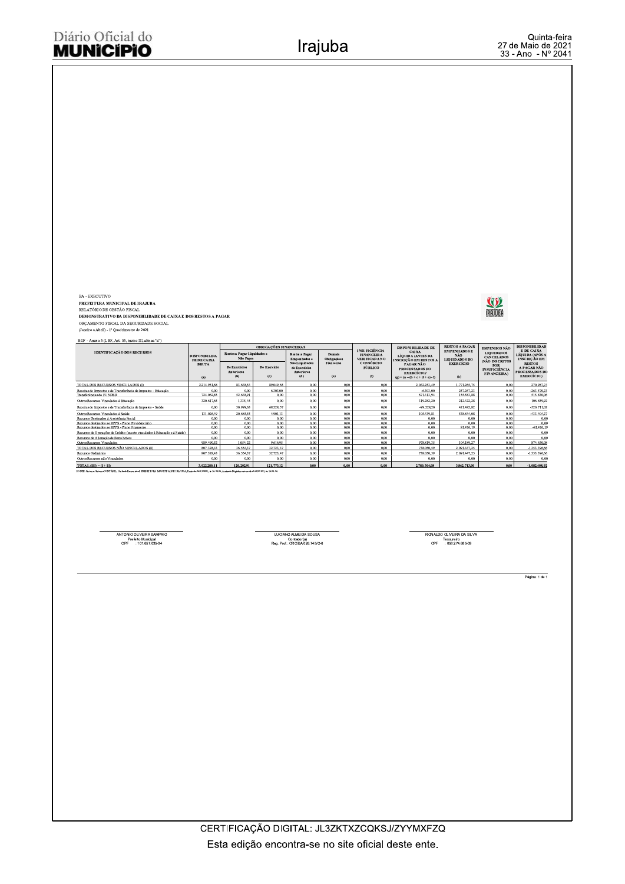BA - EXECUTIVO

**PREFEITURA MUNICIPAL DE IRAJUBA**

RELATÓRIO DE GESTÃO FISCAL

**DEMONSTRATIVO DA DISPONIBILIDADE DE CAIXA E DOS RESTOS A PAGAR**

ORÇAMENTO FISCAL DA SEGURIDADE SOCIAL

(Janeiro a Abril) - 1º Quadrimestre de 2021

RGF - Anexo 5 (LRF, Art. 55, inciso III, alínea "a")

| IDENTIFICAÇÃO DOS RECURSOS | DISPONIBILIDADE DE CAIXA BRUTA | OBRIGAÇÕES FINANCEIRAS | | | | INSUFICIÊNCIA FINANCEIRA VERIFICADA NO CONSÓRCIO PÚBLICO | DISPONIBILIDADE DE CAIXA LÍQUIDA (ANTES DA INSCRIÇÃO EM RESTOS A PAGAR NÃO PROCESSADOS DO EXERCÍCIO)[1] | RESTOS A PAGAR EMPENHADOS E NÃO LIQUIDADOS DO EXERCÍCIO | EMPENHOS NÃO LIQUIDADOS CANCELADOS (NÃO INSCRITOS POR INSUFICIÊNCIA FINANCEIRA) | DISPONIBILIDADE DE CAIXA LÍQUIDA (APÓS A INSCRIÇÃO EM RESTOS A PAGAR NÃO PROCESSADOS DO EXERCÍCIO) |
|---|---|---|---|---|---|---|---|---|---|---|
| | | Restos a Pagar Liquidados e Não Pagos | | Restos a Pagar Empenhados e Não Liquidados de Exercícios Anteriores | Demais Obrigações Financeiras | | | | | |
| | | De Exercícios Anteriores | Do Exercício | | | | | | | |
| | (a) | (b) | (c) | (d) | (e) | (f) | (g) = (a – (b + c + d + e) - f) | (h) | | |
| TOTAL DOS RECURSOS VINCULADOS (I) | 2.214.951,68 | 83.648,54 | 89.049,65 | 0,00 | 0,00 | 0,00 | 2.042.253,49 | 1.771.265,75 | 0,00 | 270.987,74 |
| Receitas de Impostos e de Transferência de Impostos - Educação | 0,00 | 0,00 | 6.303,00 | 0,00 | 0,00 | 0,00 | -6.303,00 | 257.267,23 | 0,00 | -263.570,23 |
| Transferências do FUNDEB | 724.062,85 | 52.648,91 | 0,00 | 0,00 | 0,00 | 0,00 | 671.413,94 | 155.583,88 | 0,00 | 515.830,06 |
| Outros Recursos Vinculados à Educação | 320.617,65 | 1.335,45 | 0,00 | 0,00 | 0,00 | 0,00 | 319.282,20 | 212.422,28 | 0,00 | 106.859,92 |
| Receitas de Impostos e de Transferência de Impostos - Saúde | 0,00 | 30.999,63 | 68.228,57 | 0,00 | 0,00 | 0,00 | -99.228,20 | 421.482,82 | 0,00 | -520.711,02 |
| Outros Recursos Vinculados à Saúde | 131.026,69 | 20.685,55 | 4.901,13 | 0,00 | 0,00 | 0,00 | 105.439,81 | 538.844,08 | 0,00 | -433.404,27 |
| Recursos Destinados à Assistência Social | 0,00 | 0,00 | 0,00 | 0,00 | 0,00 | 0,00 | 0,00 | 0,00 | 0,00 | 0,00 |
| Recursos destinados ao RPPS - Plano Previdenciário | 0,00 | 0,00 | 0,00 | 0,00 | 0,00 | 0,00 | 0,00 | 0,00 | 0,00 | 0,00 |
| Recursos destinados ao RPPS - Plano Financeiro | 0,00 | 0,00 | 0,00 | 0,00 | 0,00 | 0,00 | 0,00 | 81.476,19 | 0,00 | -81.476,19 |
| Recursos de Operações de Crédito (exceto vinculados à Educação e à Saúde) | 0,00 | 0,00 | 0,00 | 0,00 | 0,00 | 0,00 | 0,00 | 0,00 | 0,00 | 0,00 |
| Recursos de Alienação de Bens/Ativos | 0,00 | 0,00 | 0,00 | 0,00 | 0,00 | 0,00 | 0,00 | 0,00 | 0,00 | 0,00 |
| Outros Recursos Vinculados | 989.490,52 | 1.054,22 | 9.616,95 | 0,00 | 0,00 | 0,00 | 978.819,35 | 104.189,27 | 0,00 | 874.630,08 |
| TOTAL DOS RECURSOS NÃO VINCULADOS (II) | 807.328,43 | 36.554,37 | 32.723,47 | 0,00 | 0,00 | 0,00 | 738.050,59 | 2.091.447,25 | 0,00 | -1.353.396,66 |
| Recursos Ordinários | 807.328,43 | 36.554,37 | 32.723,47 | 0,00 | 0,00 | 0,00 | 738.050,59 | 2.091.447,25 | 0,00 | -1.353.396,66 |
| Outros Recursos não Vinculados | 0,00 | 0,00 | 0,00 | 0,00 | 0,00 | 0,00 | 0,00 | 0,00 | 0,00 | 0,00 |
| **TOTAL (III) = (I + II)** | **3.022.280,11** | **120.202,91** | **121.773,12** | **0,00** | **0,00** | **0,00** | **2.780.304,08** | **3.862.713,00** | **0,00** | **-1.082.408,92** |

FONTE: Sistema CONTÁBIL, Unidade Responsável: PREFEITURA MUNICIPAL DE IRAJUBA, Emissão 26/05/2021, às 16:26:26, Assinado Digitalmente no dia 26/05/2021, às 16:26:26.

ANTONIO OLIVEIRA SAMPAIO
Prefeito Municipal
CPF: 101.657.035-04

LUCIANO ALMEIDA SOUSA
Contador(a)
Reg. Prof.: CRC/BA 026745/O-6

RONALDO OLIVEIRA DA SILVA
Tesoureiro
CPF: 058.274.695-09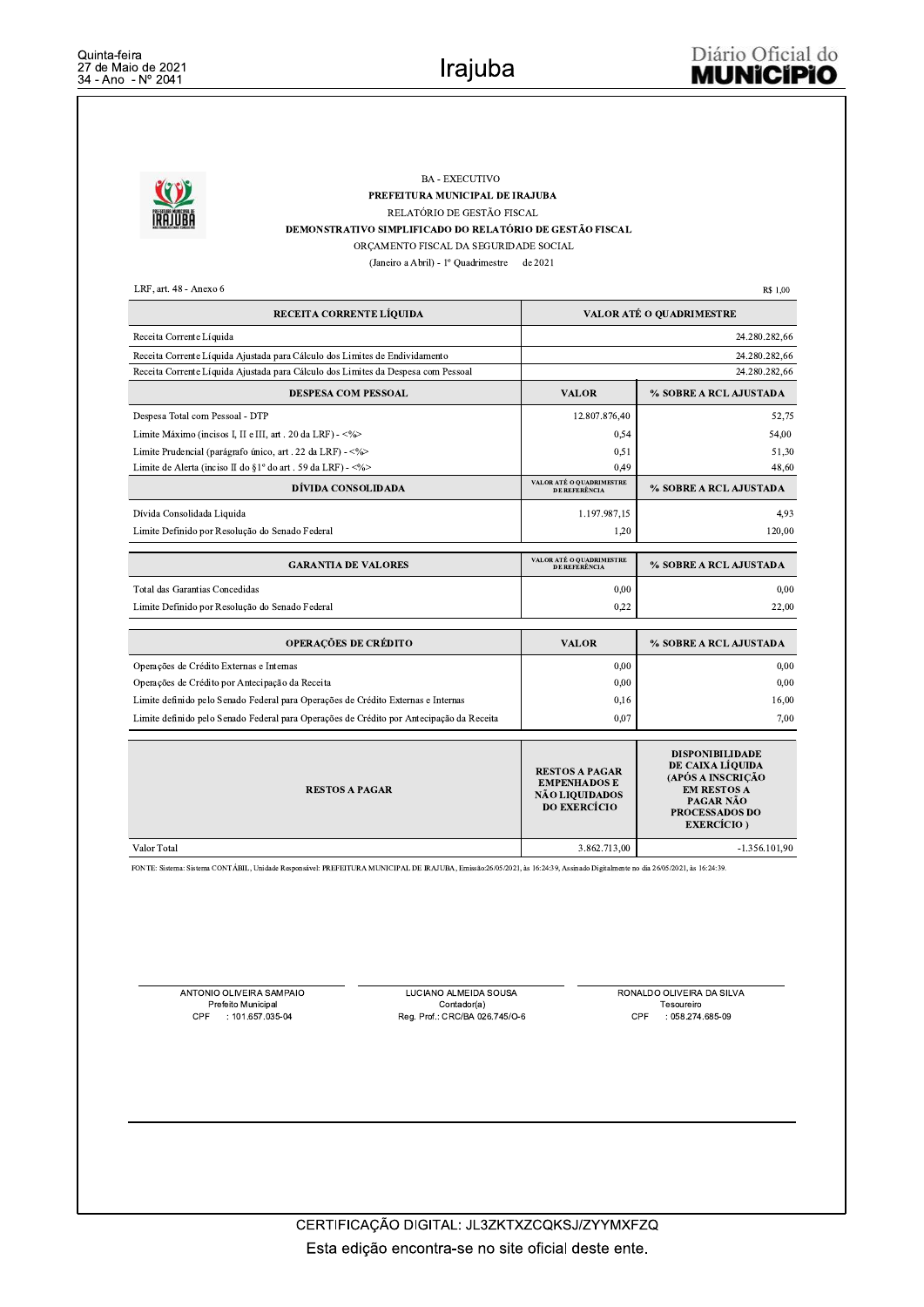BA - EXECUTIVO

**PREFEITURA MUNICIPAL DE IRAJUBA**

RELATÓRIO DE GESTÃO FISCAL

**DEMONSTRATIVO SIMPLIFICADO DO RELATÓRIO DE GESTÃO FISCAL**

ORÇAMENTO FISCAL DA SEGURIDADE SOCIAL

(Janeiro a Abril) - 1º Quadrimestre de 2021

LRF, art. 48 - Anexo 6

R$ 1,00

| RECEITA CORRENTE LÍQUIDA | VALOR ATÉ O QUADRIMESTRE |
|---|---|
| Receita Corrente Líquida | 24.280.282,66 |
| Receita Corrente Líquida Ajustada para Cálculo dos Limites de Endividamento | 24.280.282,66 |
| Receita Corrente Líquida Ajustada para Cálculo dos Limites da Despesa com Pessoal | 24.280.282,66 |

| DESPESA COM PESSOAL | VALOR | % SOBRE A RCL AJUSTADA |
|---|---|---|
| Despesa Total com Pessoal - DTP | 12.807.876,40 | 52,75 |
| Limite Máximo (incisos I, II e III, art . 20 da LRF) - <%> | 0,54 | 54,00 |
| Limite Prudencial (parágrafo único, art . 22 da LRF) - <%> | 0,51 | 51,30 |
| Limite de Alerta (inciso II do §1º do art . 59 da LRF) - <%> | 0,49 | 48,60 |

| DÍVIDA CONSOLIDADA | VALOR ATÉ O QUADRIMESTRE DE REFERÊNCIA | % SOBRE A RCL AJUSTADA |
|---|---|---|
| Dívida Consolidada Liquida | 1.197.987,15 | 4,93 |
| Limite Definido por Resolução do Senado Federal | 1,20 | 120,00 |

| GARANTIA DE VALORES | VALOR ATÉ O QUADRIMESTRE DE REFERÊNCIA | % SOBRE A RCL AJUSTADA |
|---|---|---|
| Total das Garantias Concedidas | 0,00 | 0,00 |
| Limite Definido por Resolução do Senado Federal | 0,22 | 22,00 |

| OPERAÇÕES DE CRÉDITO | VALOR | % SOBRE A RCL AJUSTADA |
|---|---|---|
| Operações de Crédito Externas e Internas | 0,00 | 0,00 |
| Operações de Crédito por Antecipação da Receita | 0,00 | 0,00 |
| Limite definido pelo Senado Federal para Operações de Crédito Externas e Internas | 0,16 | 16,00 |
| Limite definido pelo Senado Federal para Operações de Crédito por Antecipação da Receita | 0,07 | 7,00 |

| RESTOS A PAGAR | RESTOS A PAGAR EMPENHADOS E NÃO LIQUIDADOS DO EXERCÍCIO | DISPONIBILIDADE DE CAIXA LÍQUIDA (APÓS A INSCRIÇÃO EM RESTOS A PAGAR NÃO PROCESSADOS DO EXERCÍCIO ) |
|---|---|---|
| Valor Total | 3.862.713,00 | -1.356.101,90 |

FONTE: Sistema: Sistema CONTÁBIL, Unidade Responsável: PREFEITURA MUNICIPAL DE IRAJUBA, Emissão:26/05/2021, às 16:24:39, Assinado Digitalmente no dia 26/05/2021, às 16:24:39.

ANTONIO OLIVEIRA SAMPAIO
Prefeito Municipal
CPF : 101.657.035-04

LUCIANO ALMEIDA SOUSA
Contador(a)
Reg. Prof.: CRC/BA 026.745/O-6

RONALDO OLIVEIRA DA SILVA
Tesoureiro
CPF : 058.274.685-09